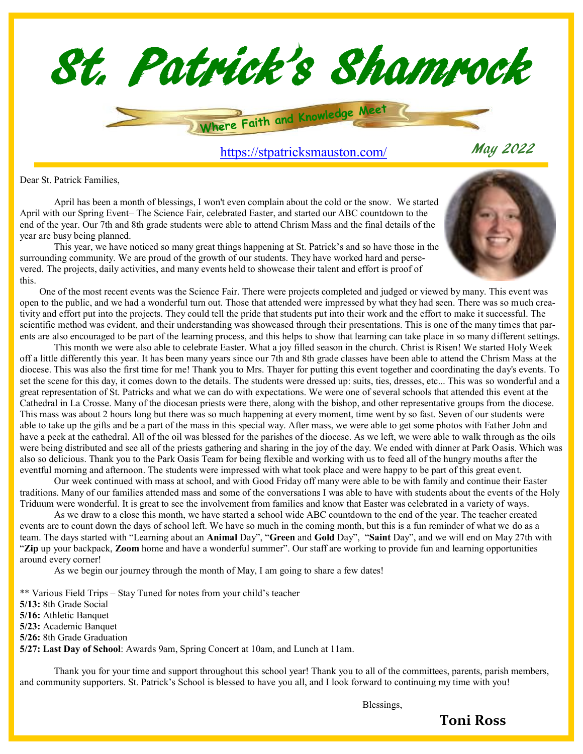# St. Patrick's Shamrock

Where Faith and Knowledge Meet

https://stpatricksmauston.com/

May 2022

Dear St. Patrick Families,

April has been a month of blessings, I won't even complain about the cold or the snow. We started April with our Spring Event– The Science Fair, celebrated Easter, and started our ABC countdown to the end of the year. Our 7th and 8th grade students were able to attend Chrism Mass and the final details of the year are busy being planned.

This year, we have noticed so many great things happening at St. Patrick's and so have those in the surrounding community. We are proud of the growth of our students. They have worked hard and persevered. The projects, daily activities, and many events held to showcase their talent and effort is proof of this.

One of the most recent events was the Science Fair. There were projects completed and judged or viewed by many. This event was open to the public, and we had a wonderful turn out. Those that attended were impressed by what they had seen. There was so much creativity and effort put into the projects. They could tell the pride that students put into their work and the effort to make it successful. The scientific method was evident, and their understanding was showcased through their presentations. This is one of the many times that parents are also encouraged to be part of the learning process, and this helps to show that learning can take place in so many different settings.

This month we were also able to celebrate Easter. What a joy filled season in the church. Christ is Risen! We started Holy Week off a little differently this year. It has been many years since our 7th and 8th grade classes have been able to attend the Chrism Mass at the diocese. This was also the first time for me! Thank you to Mrs. Thayer for putting this event together and coordinating the day's events. To set the scene for this day, it comes down to the details. The students were dressed up: suits, ties, dresses, etc... This was so wonderful and a great representation of St. Patricks and what we can do with expectations. We were one of several schools that attended this event at the Cathedral in La Crosse. Many of the diocesan priests were there, along with the bishop, and other representative groups from the diocese. This mass was about 2 hours long but there was so much happening at every moment, time went by so fast. Seven of our students were able to take up the gifts and be a part of the mass in this special way. After mass, we were able to get some photos with Father John and have a peek at the cathedral. All of the oil was blessed for the parishes of the diocese. As we left, we were able to walk through as the oils were being distributed and see all of the priests gathering and sharing in the joy of the day. We ended with dinner at Park Oasis. Which was also so delicious. Thank you to the Park Oasis Team for being flexible and working with us to feed all of the hungry mouths after the eventful morning and afternoon. The students were impressed with what took place and were happy to be part of this great event.

Our week continued with mass at school, and with Good Friday off many were able to be with family and continue their Easter traditions. Many of our families attended mass and some of the conversations I was able to have with students about the events of the Holy Triduum were wonderful. It is great to see the involvement from families and know that Easter was celebrated in a variety of ways.

As we draw to a close this month, we have started a school wide ABC countdown to the end of the year. The teacher created events are to count down the days of school left. We have so much in the coming month, but this is a fun reminder of what we do as a team. The days started with "Learning about an **Animal** Day", "**Green** and **Gold** Day", "**Saint** Day", and we will end on May 27th with "**Zip** up your backpack, **Zoom** home and have a wonderful summer". Our staff are working to provide fun and learning opportunities around every corner!

As we begin our journey through the month of May, I am going to share a few dates!

** Various Field Trips – Stay Tuned for notes from your child's teacher
**5/13:** 8th Grade Social
**5/16:** Athletic Banquet
**5/23:** Academic Banquet
**5/26:** 8th Grade Graduation
**5/27: Last Day of School**: Awards 9am, Spring Concert at 10am, and Lunch at 11am.

Thank you for your time and support throughout this school year! Thank you to all of the committees, parents, parish members, and community supporters. St. Patrick's School is blessed to have you all, and I look forward to continuing my time with you!

Blessings,

**Toni Ross**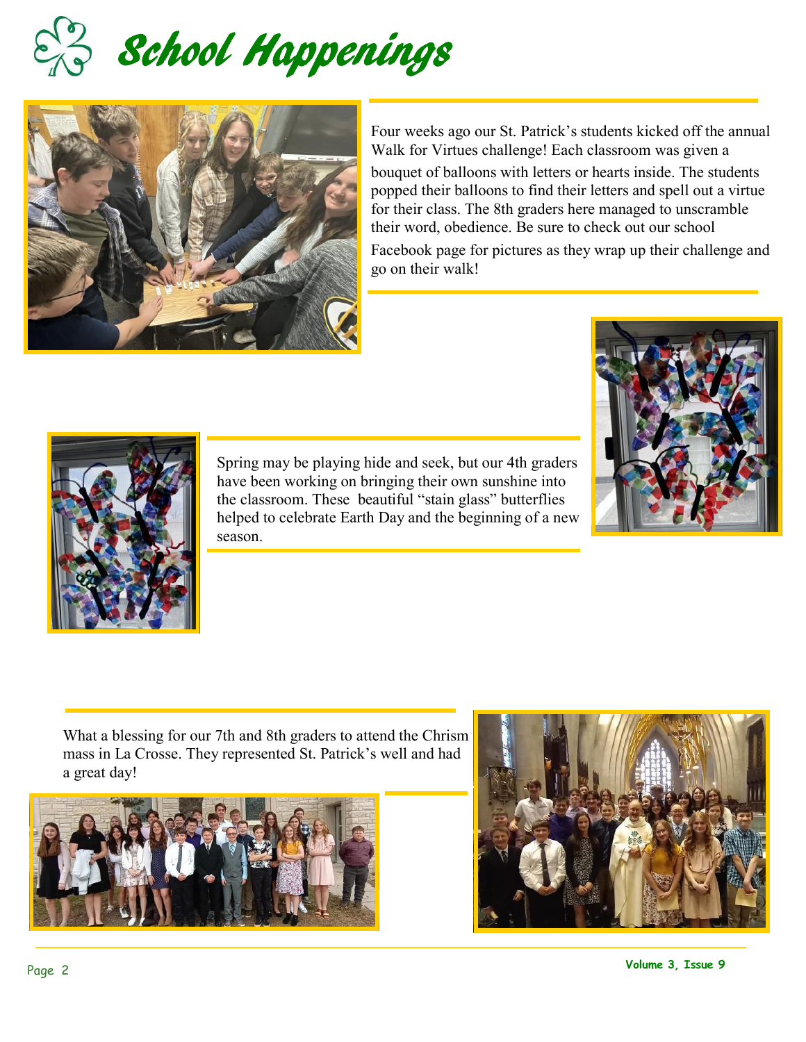# School Happenings

Four weeks ago our St. Patrick's students kicked off the annual Walk for Virtues challenge! Each classroom was given a bouquet of balloons with letters or hearts inside. The students popped their balloons to find their letters and spell out a virtue for their class. The 8th graders here managed to unscramble their word, obedience. Be sure to check out our school Facebook page for pictures as they wrap up their challenge and go on their walk!

Spring may be playing hide and seek, but our 4th graders have been working on bringing their own sunshine into the classroom. These beautiful "stain glass" butterflies helped to celebrate Earth Day and the beginning of a new season.

What a blessing for our 7th and 8th graders to attend the Chrism mass in La Crosse. They represented St. Patrick's well and had a great day!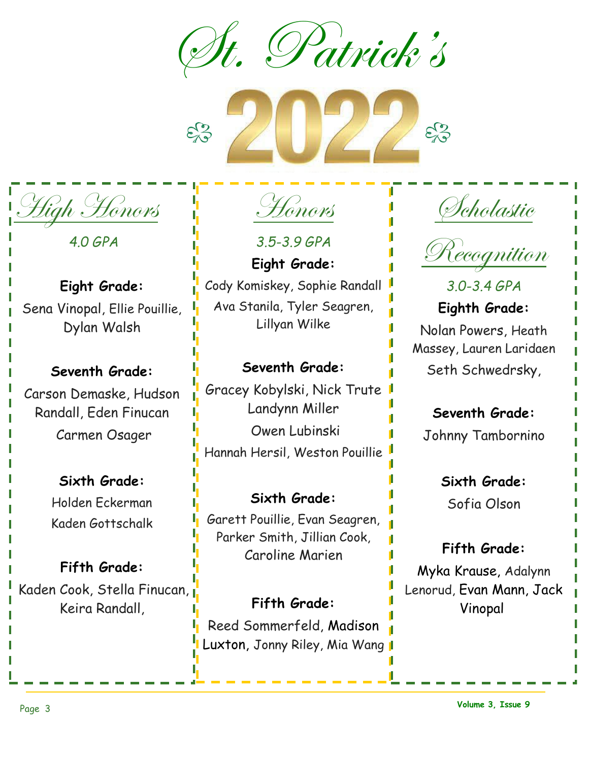# St. Patrick's

# 2022

## High Honors

*4.0 GPA*

**Eight Grade:**

Sena Vinopal, Ellie Pouillie, Dylan Walsh

**Seventh Grade:**

Carson Demaske, Hudson Randall, Eden Finucan

Carmen Osager

**Sixth Grade:**

Holden Eckerman

Kaden Gottschalk

**Fifth Grade:**

Kaden Cook, Stella Finucan, Keira Randall,

## Honors

*3.5-3.9 GPA*

**Eight Grade:**

Cody Komiskey, Sophie Randall

Ava Stanila, Tyler Seagren, Lillyan Wilke

**Seventh Grade:**

Gracey Kobylski, Nick Trute

Landynn Miller

Owen Lubinski

Hannah Hersil, Weston Pouillie

**Sixth Grade:**

Garett Pouillie, Evan Seagren, Parker Smith, Jillian Cook, Caroline Marien

**Fifth Grade:**

Reed Sommerfeld, Madison Luxton, Jonny Riley, Mia Wang

## Scholastic Recognition

*3.0-3.4 GPA*

**Eighth Grade:**

Nolan Powers, Heath Massey, Lauren Laridaen

Seth Schwedrsky,

**Seventh Grade:**

Johnny Tambornino

**Sixth Grade:**

Sofia Olson

**Fifth Grade:**

Myka Krause, Adalynn Lenorud, Evan Mann, Jack Vinopal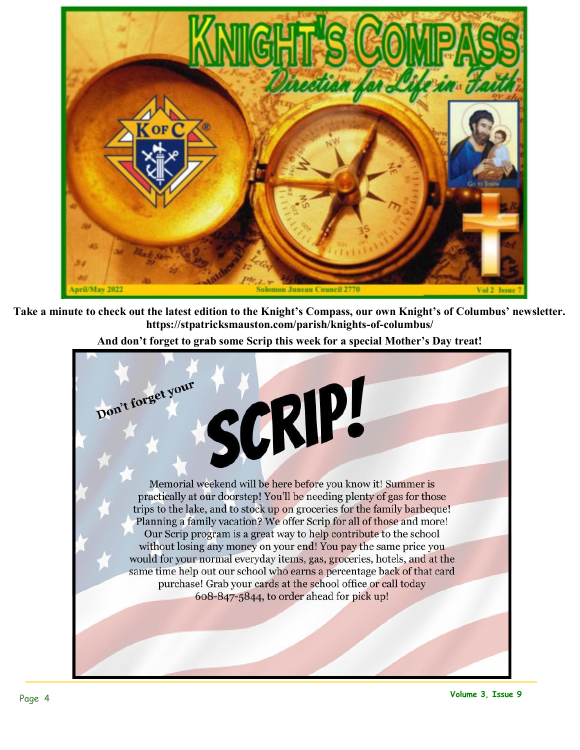**Take a minute to check out the latest edition to the Knight's Compass, our own Knight's of Columbus' newsletter. https://stpatricksmauston.com/parish/knights-of-columbus/**

**And don't forget to grab some Scrip this week for a special Mother's Day treat!**

Don't forget your

# SCRIP!

Memorial weekend will be here before you know it! Summer is practically at our doorstep! You'll be needing plenty of gas for those trips to the lake, and to stock up on groceries for the family barbeque! Planning a family vacation? We offer Scrip for all of those and more! Our Scrip program is a great way to help contribute to the school without losing any money on your end! You pay the same price you would for your normal everyday items, gas, groceries, hotels, and at the same time help out our school who earns a percentage back of that card purchase! Grab your cards at the school office or call today 608-847-5844, to order ahead for pick up!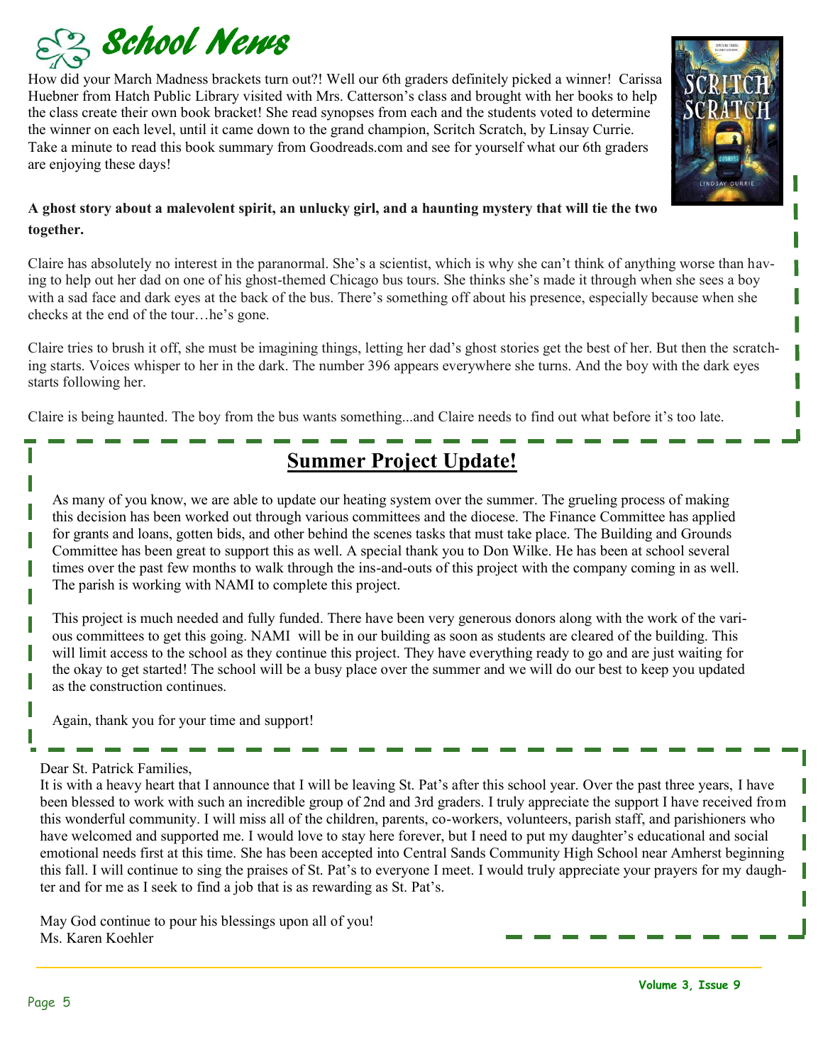# School News

How did your March Madness brackets turn out?! Well our 6th graders definitely picked a winner! Carissa Huebner from Hatch Public Library visited with Mrs. Catterson's class and brought with her books to help the class create their own book bracket! She read synopses from each and the students voted to determine the winner on each level, until it came down to the grand champion, Scritch Scratch, by Linsay Currie. Take a minute to read this book summary from Goodreads.com and see for yourself what our 6th graders are enjoying these days!

**A ghost story about a malevolent spirit, an unlucky girl, and a haunting mystery that will tie the two together.**

Claire has absolutely no interest in the paranormal. She's a scientist, which is why she can't think of anything worse than having to help out her dad on one of his ghost-themed Chicago bus tours. She thinks she's made it through when she sees a boy with a sad face and dark eyes at the back of the bus. There's something off about his presence, especially because when she checks at the end of the tour…he's gone.

Claire tries to brush it off, she must be imagining things, letting her dad's ghost stories get the best of her. But then the scratching starts. Voices whisper to her in the dark. The number 396 appears everywhere she turns. And the boy with the dark eyes starts following her.

Claire is being haunted. The boy from the bus wants something...and Claire needs to find out what before it's too late.

## Summer Project Update!

As many of you know, we are able to update our heating system over the summer. The grueling process of making this decision has been worked out through various committees and the diocese. The Finance Committee has applied for grants and loans, gotten bids, and other behind the scenes tasks that must take place. The Building and Grounds Committee has been great to support this as well. A special thank you to Don Wilke. He has been at school several times over the past few months to walk through the ins-and-outs of this project with the company coming in as well. The parish is working with NAMI to complete this project.

This project is much needed and fully funded. There have been very generous donors along with the work of the various committees to get this going. NAMI will be in our building as soon as students are cleared of the building. This will limit access to the school as they continue this project. They have everything ready to go and are just waiting for the okay to get started! The school will be a busy place over the summer and we will do our best to keep you updated as the construction continues.

Again, thank you for your time and support!

Dear St. Patrick Families,

It is with a heavy heart that I announce that I will be leaving St. Pat's after this school year. Over the past three years, I have been blessed to work with such an incredible group of 2nd and 3rd graders. I truly appreciate the support I have received from this wonderful community. I will miss all of the children, parents, co-workers, volunteers, parish staff, and parishioners who have welcomed and supported me. I would love to stay here forever, but I need to put my daughter's educational and social emotional needs first at this time. She has been accepted into Central Sands Community High School near Amherst beginning this fall. I will continue to sing the praises of St. Pat's to everyone I meet. I would truly appreciate your prayers for my daughter and for me as I seek to find a job that is as rewarding as St. Pat's.

May God continue to pour his blessings upon all of you!
Ms. Karen Koehler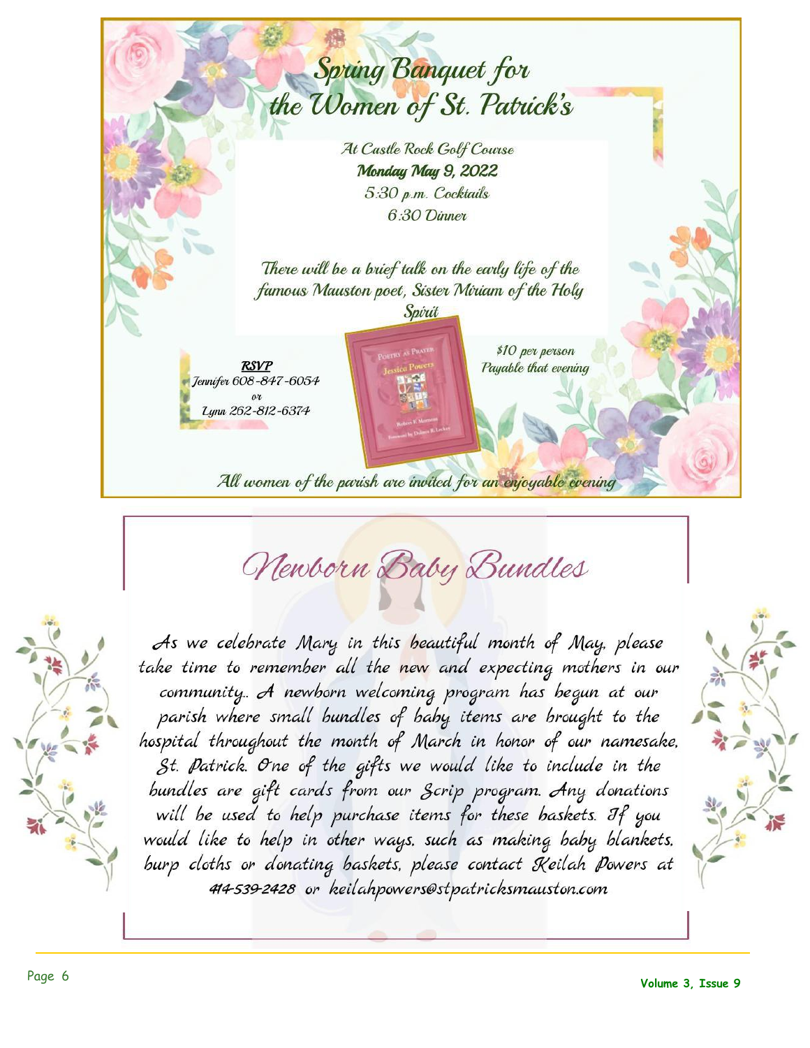# Spring Banquet for the Women of St. Patrick's

*At Castle Rock Golf Course*

***Monday May 9, 2022***

*5:30 p.m. Cocktails*

*6:30 Dinner*

*There will be a brief talk on the early life of the famous Mauston poet, Sister Miriam of the Holy Spirit*

***RSVP***
*Jennifer 608-847-6054*
*or*
*Lynn 262-812-6374*

*$10 per person*
*Payable that evening*

*All women of the parish are invited for an enjoyable evening*

# Newborn Baby Bundles

As we celebrate Mary in this beautiful month of May, please take time to remember all the new and expecting mothers in our community.. A newborn welcoming program has begun at our parish where small bundles of baby items are brought to the hospital throughout the month of March in honor of our namesake, St. Patrick. One of the gifts we would like to include in the bundles are gift cards from our Scrip program. Any donations will be used to help purchase items for these baskets. If you would like to help in other ways, such as making baby blankets, burp cloths or donating baskets, please contact Keilah Powers at 414-539-2428 or keilahpowers@stpatricksmauston.com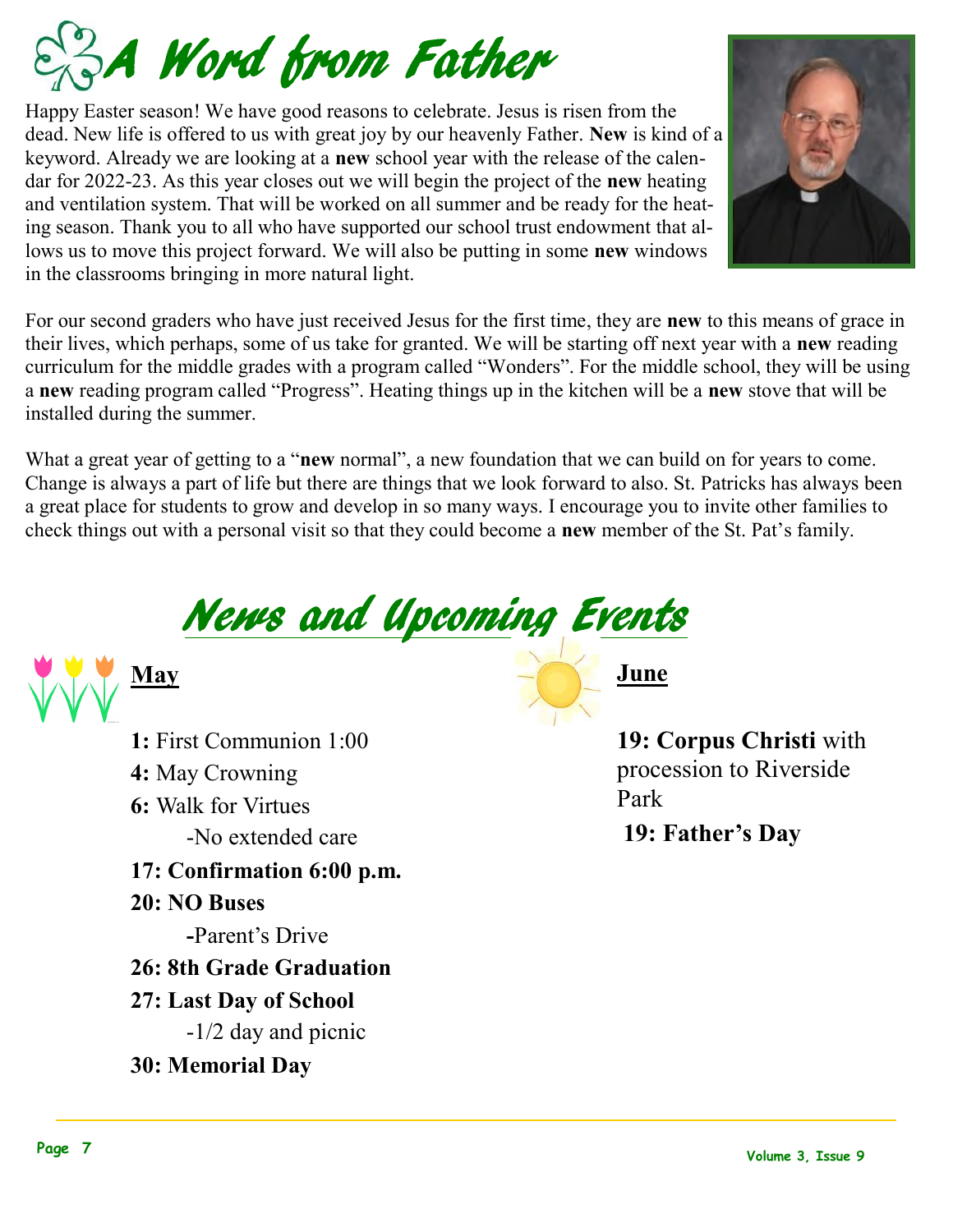# A Word from Father

Happy Easter season! We have good reasons to celebrate. Jesus is risen from the dead. New life is offered to us with great joy by our heavenly Father. **New** is kind of a keyword. Already we are looking at a **new** school year with the release of the calendar for 2022-23. As this year closes out we will begin the project of the **new** heating and ventilation system. That will be worked on all summer and be ready for the heating season. Thank you to all who have supported our school trust endowment that allows us to move this project forward. We will also be putting in some **new** windows in the classrooms bringing in more natural light.

For our second graders who have just received Jesus for the first time, they are **new** to this means of grace in their lives, which perhaps, some of us take for granted. We will be starting off next year with a **new** reading curriculum for the middle grades with a program called "Wonders". For the middle school, they will be using a **new** reading program called "Progress". Heating things up in the kitchen will be a **new** stove that will be installed during the summer.

What a great year of getting to a "**new** normal", a new foundation that we can build on for years to come. Change is always a part of life but there are things that we look forward to also. St. Patricks has always been a great place for students to grow and develop in so many ways. I encourage you to invite other families to check things out with a personal visit so that they could become a **new** member of the St. Pat's family.

# News and Upcoming Events

## May

**1:** First Communion 1:00

**4:** May Crowning

**6:** Walk for Virtues
- No extended care

**17: Confirmation 6:00 p.m.**

**20: NO Buses**
- Parent's Drive

**26: 8th Grade Graduation**

**27: Last Day of School**
- 1/2 day and picnic

**30: Memorial Day**

## June

**19: Corpus Christi** with procession to Riverside Park

**19: Father's Day**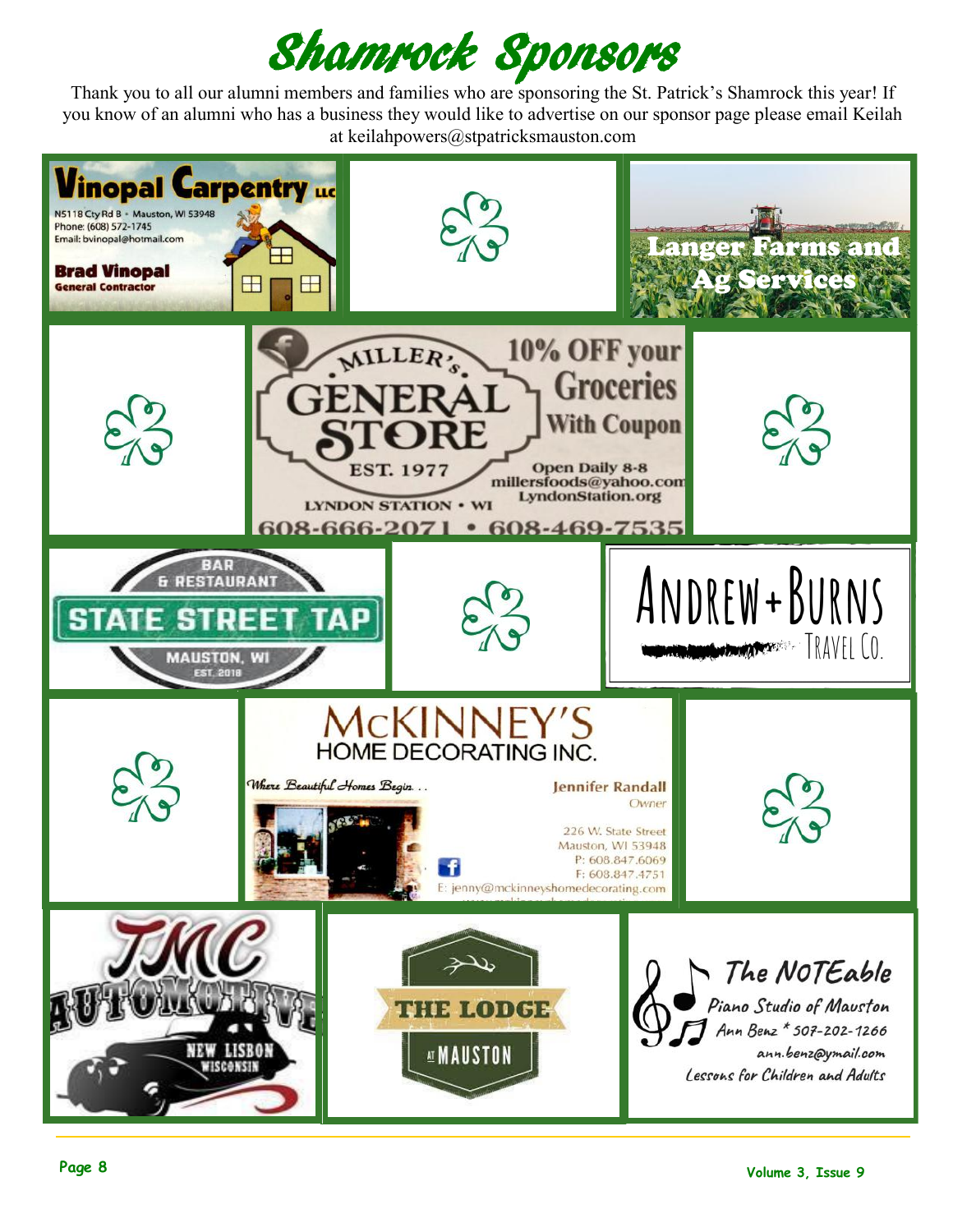# Shamrock Sponsors

Thank you to all our alumni members and families who are sponsoring the St. Patrick's Shamrock this year! If you know of an alumni who has a business they would like to advertise on our sponsor page please email Keilah at keilahpowers@stpatricksmauston.com

**Vinopal Carpentry LLC**
N5118 Cty Rd B • Mauston, WI 53948
Phone: (608) 572-1745
Email: bvinopal@hotmail.com
**Brad Vinopal**
General Contractor

**Langer Farms and Ag Services**

**Miller's General Store**
EST. 1977
Lyndon Station • WI
10% OFF your Groceries With Coupon
Open Daily 8-8
millersfoods@yahoo.com
LyndonStation.org
608-666-2071 • 608-469-7535

**State Street Tap**
Bar & Restaurant
Mauston, WI
Est. 2018

**Andrew + Burns Travel Co.**

**McKinney's Home Decorating Inc.**
*Where Beautiful Homes Begin. . .*
Jennifer Randall
Owner
226 W. State Street
Mauston, WI 53948
P: 608.847.6069
F: 608.847.4751
E: jenny@mckinneyshomedecorating.com

**TMC Automotive**
New Lisbon Wisconsin

**The Lodge at Mauston**

**The NOTEable**
Piano Studio of Mauston
Ann Benz * 507-202-1266
ann.benz@ymail.com
Lessons for Children and Adults